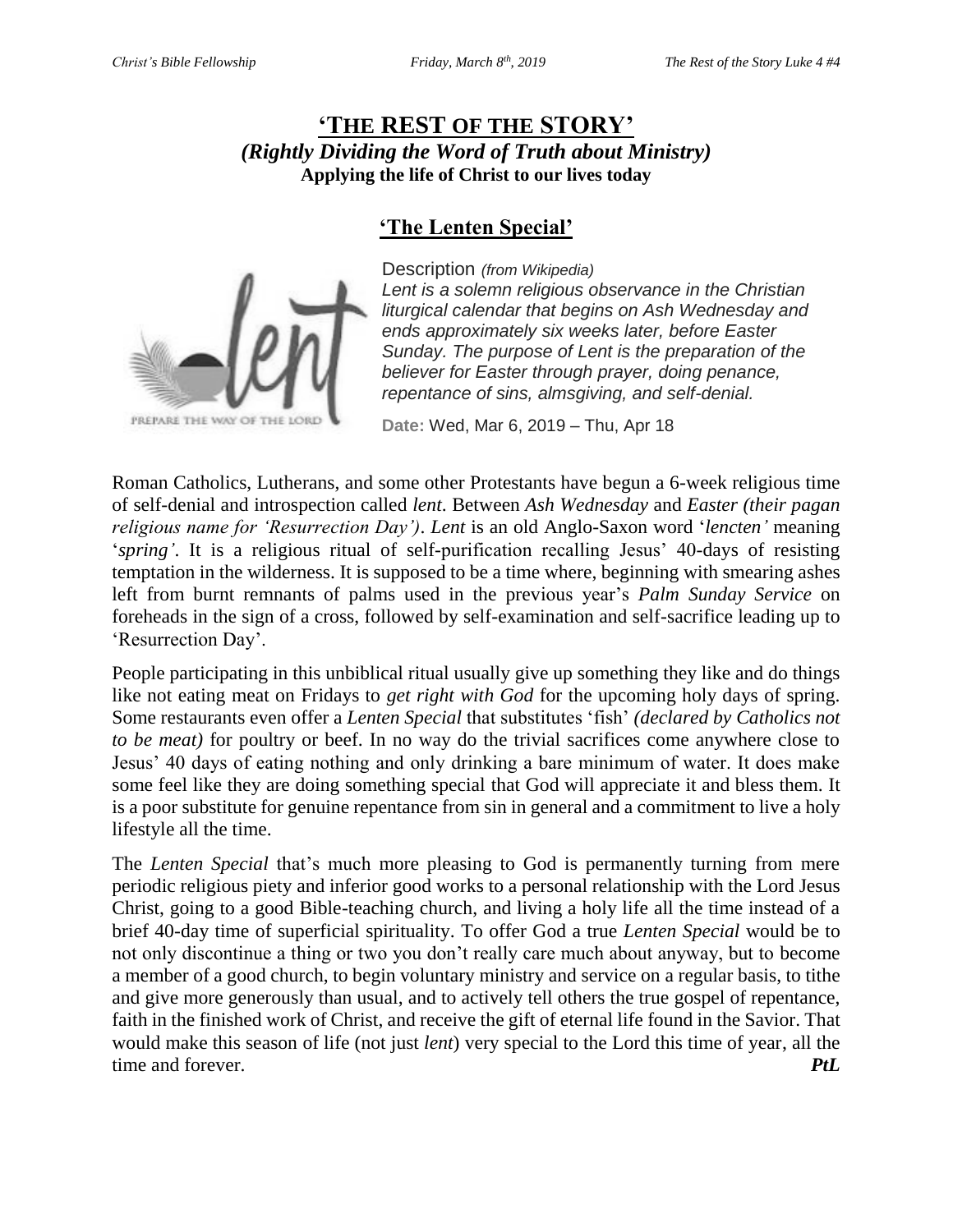# 'THE REST OF THE STORY'

***(Rightly Dividing the Word of Truth about Ministry)***

**Applying the life of Christ to our lives today**

## 'The Lenten Special'

Description *(from Wikipedia)*

*Lent is a solemn religious observance in the Christian liturgical calendar that begins on Ash Wednesday and ends approximately six weeks later, before Easter Sunday. The purpose of Lent is the preparation of the believer for Easter through prayer, doing penance, repentance of sins, almsgiving, and self-denial.*

**Date:** Wed, Mar 6, 2019 – Thu, Apr 18

Roman Catholics, Lutherans, and some other Protestants have begun a 6-week religious time of self-denial and introspection called *lent*. Between *Ash Wednesday* and *Easter (their pagan religious name for 'Resurrection Day')*. *Lent* is an old Anglo-Saxon word '*lencten'* meaning '*spring'*. It is a religious ritual of self-purification recalling Jesus' 40-days of resisting temptation in the wilderness. It is supposed to be a time where, beginning with smearing ashes left from burnt remnants of palms used in the previous year's *Palm Sunday Service* on foreheads in the sign of a cross, followed by self-examination and self-sacrifice leading up to 'Resurrection Day'.

People participating in this unbiblical ritual usually give up something they like and do things like not eating meat on Fridays to *get right with God* for the upcoming holy days of spring. Some restaurants even offer a *Lenten Special* that substitutes 'fish' *(declared by Catholics not to be meat)* for poultry or beef. In no way do the trivial sacrifices come anywhere close to Jesus' 40 days of eating nothing and only drinking a bare minimum of water. It does make some feel like they are doing something special that God will appreciate it and bless them. It is a poor substitute for genuine repentance from sin in general and a commitment to live a holy lifestyle all the time.

The *Lenten Special* that's much more pleasing to God is permanently turning from mere periodic religious piety and inferior good works to a personal relationship with the Lord Jesus Christ, going to a good Bible-teaching church, and living a holy life all the time instead of a brief 40-day time of superficial spirituality. To offer God a true *Lenten Special* would be to not only discontinue a thing or two you don't really care much about anyway, but to become a member of a good church, to begin voluntary ministry and service on a regular basis, to tithe and give more generously than usual, and to actively tell others the true gospel of repentance, faith in the finished work of Christ, and receive the gift of eternal life found in the Savior. That would make this season of life (not just *lent*) very special to the Lord this time of year, all the time and forever. ***PtL***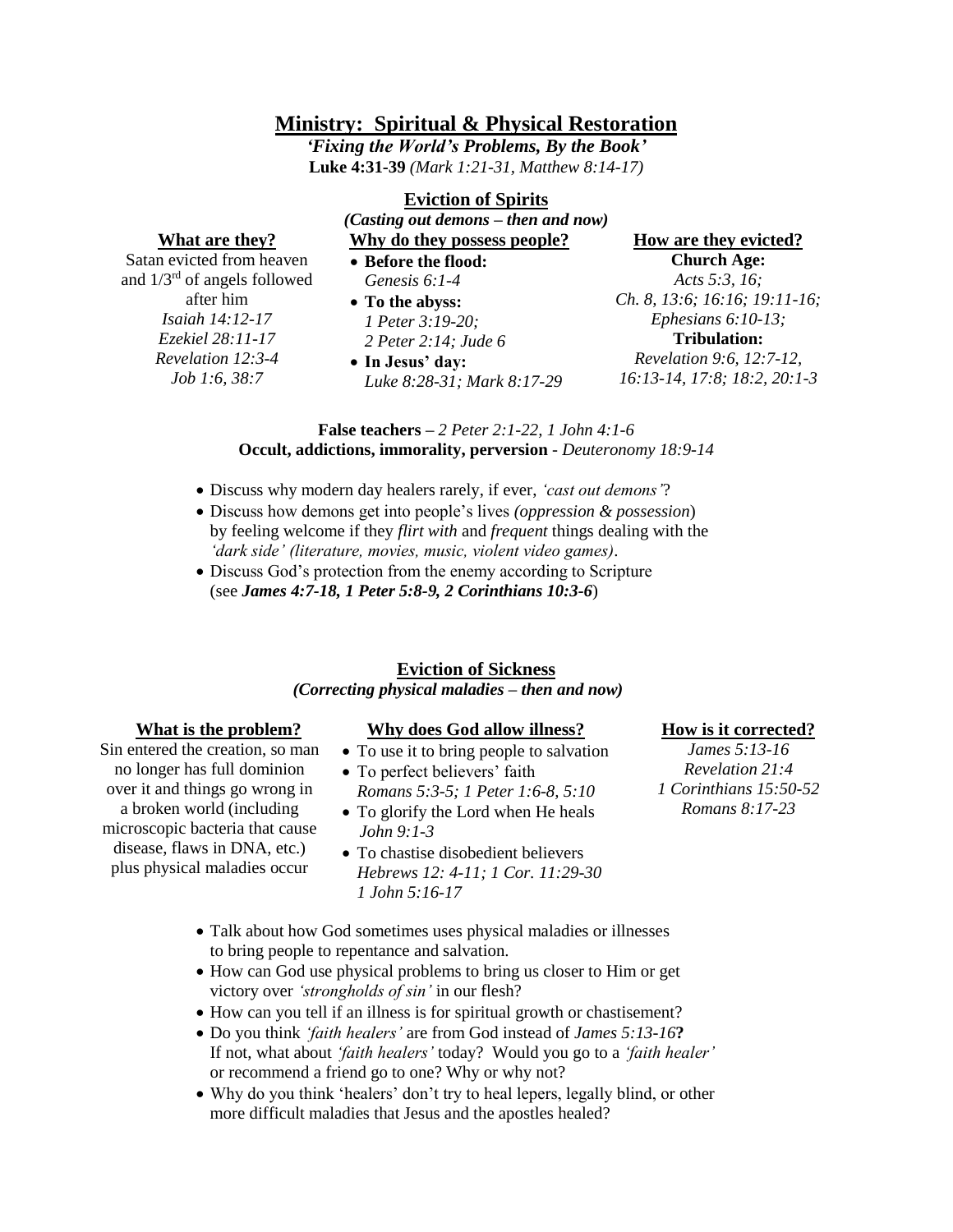# Ministry: Spiritual & Physical Restoration

***'Fixing the World's Problems, By the Book'***

**Luke 4:31-39** *(Mark 1:21-31, Matthew 8:14-17)*

## Eviction of Spirits

***(Casting out demons – then and now)***

### What are they?

Satan evicted from heaven and 1/3[rd] of angels followed after him
*Isaiah 14:12-17*
*Ezekiel 28:11-17*
*Revelation 12:3-4*
*Job 1:6, 38:7*

### Why do they possess people?

- **Before the flood:** *Genesis 6:1-4*
- **To the abyss:** *1 Peter 3:19-20; 2 Peter 2:14; Jude 6*
- **In Jesus' day:** *Luke 8:28-31; Mark 8:17-29*

### How are they evicted?

**Church Age:**
*Acts 5:3, 16; Ch. 8, 13:6; 16:16; 19:11-16; Ephesians 6:10-13;*
**Tribulation:**
*Revelation 9:6, 12:7-12, 16:13-14, 17:8; 18:2, 20:1-3*

**False teachers –** *2 Peter 2:1-22, 1 John 4:1-6*
**Occult, addictions, immorality, perversion** - *Deuteronomy 18:9-14*

- Discuss why modern day healers rarely, if ever, *'cast out demons'*?
- Discuss how demons get into people's lives *(oppression & possession*) by feeling welcome if they *flirt with* and *frequent* things dealing with the *'dark side' (literature, movies, music, violent video games)*.
- Discuss God's protection from the enemy according to Scripture (see ***James 4:7-18, 1 Peter 5:8-9, 2 Corinthians 10:3-6***)

## Eviction of Sickness

***(Correcting physical maladies – then and now)***

### What is the problem?

Sin entered the creation, so man no longer has full dominion over it and things go wrong in a broken world (including microscopic bacteria that cause disease, flaws in DNA, etc.) plus physical maladies occur

### Why does God allow illness?

- To use it to bring people to salvation
- To perfect believers' faith *Romans 5:3-5; 1 Peter 1:6-8, 5:10*
- To glorify the Lord when He heals *John 9:1-3*
- To chastise disobedient believers *Hebrews 12: 4-11; 1 Cor. 11:29-30 1 John 5:16-17*

### How is it corrected?

*James 5:13-16*
*Revelation 21:4*
*1 Corinthians 15:50-52*
*Romans 8:17-23*

- Talk about how God sometimes uses physical maladies or illnesses to bring people to repentance and salvation.
- How can God use physical problems to bring us closer to Him or get victory over *'strongholds of sin'* in our flesh?
- How can you tell if an illness is for spiritual growth or chastisement?
- Do you think *'faith healers'* are from God instead of *James 5:13-16***?** If not, what about *'faith healers'* today? Would you go to a *'faith healer'* or recommend a friend go to one? Why or why not?
- Why do you think 'healers' don't try to heal lepers, legally blind, or other more difficult maladies that Jesus and the apostles healed?